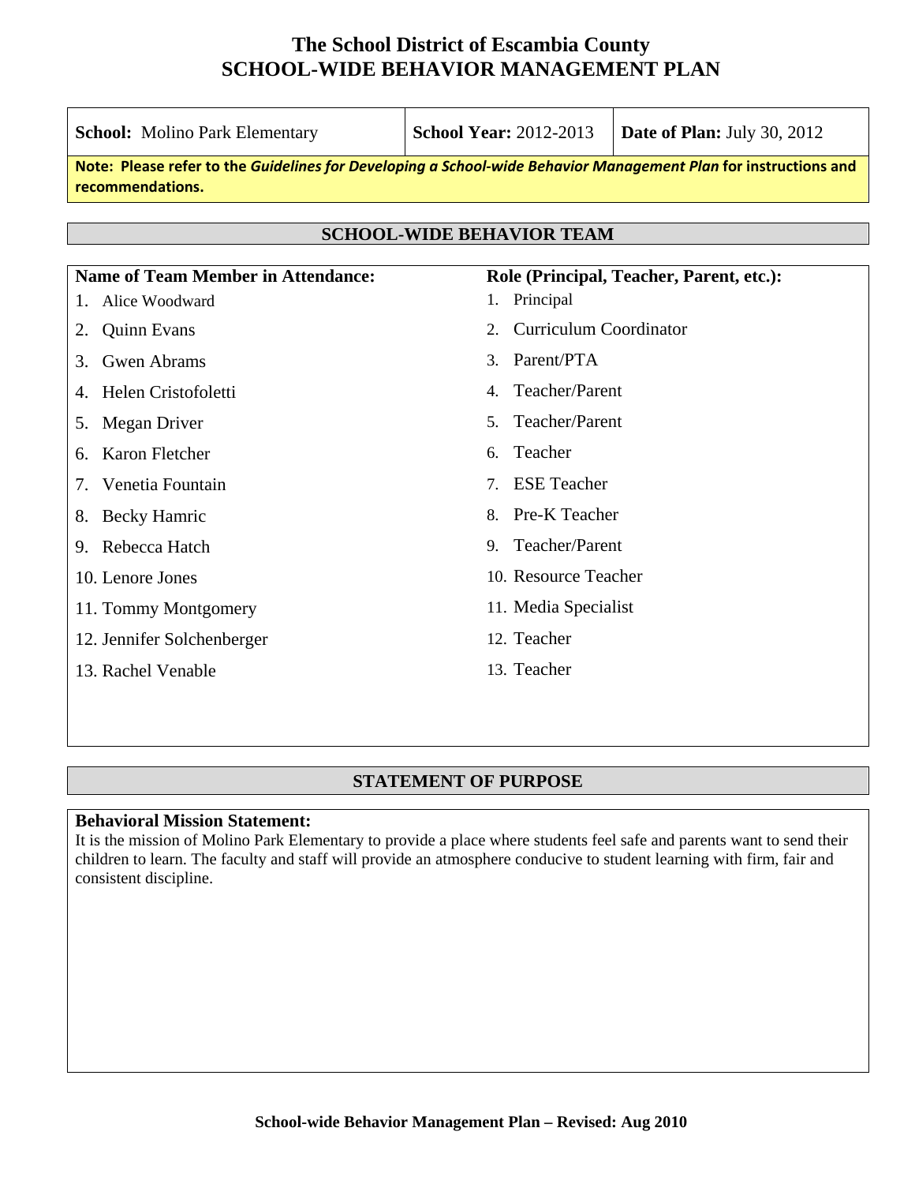# The School District of Escambia County
# SCHOOL-WIDE BEHAVIOR MANAGEMENT PLAN

| **School:** Molino Park Elementary | **School Year:** 2012-2013 | **Date of Plan:** July 30, 2012 |
|---|---|---|

**Note: Please refer to the *Guidelines for Developing a School-wide Behavior Management Plan* for instructions and recommendations.**

## SCHOOL-WIDE BEHAVIOR TEAM

| Name of Team Member in Attendance: | Role (Principal, Teacher, Parent, etc.): |
|---|---|
| 1. Alice Woodward | 1. Principal |
| 2. Quinn Evans | 2. Curriculum Coordinator |
| 3. Gwen Abrams | 3. Parent/PTA |
| 4. Helen Cristofoletti | 4. Teacher/Parent |
| 5. Megan Driver | 5. Teacher/Parent |
| 6. Karon Fletcher | 6. Teacher |
| 7. Venetia Fountain | 7. ESE Teacher |
| 8. Becky Hamric | 8. Pre-K Teacher |
| 9. Rebecca Hatch | 9. Teacher/Parent |
| 10. Lenore Jones | 10. Resource Teacher |
| 11. Tommy Montgomery | 11. Media Specialist |
| 12. Jennifer Solchenberger | 12. Teacher |
| 13. Rachel Venable | 13. Teacher |

## STATEMENT OF PURPOSE

**Behavioral Mission Statement:**
It is the mission of Molino Park Elementary to provide a place where students feel safe and parents want to send their children to learn. The faculty and staff will provide an atmosphere conducive to student learning with firm, fair and consistent discipline.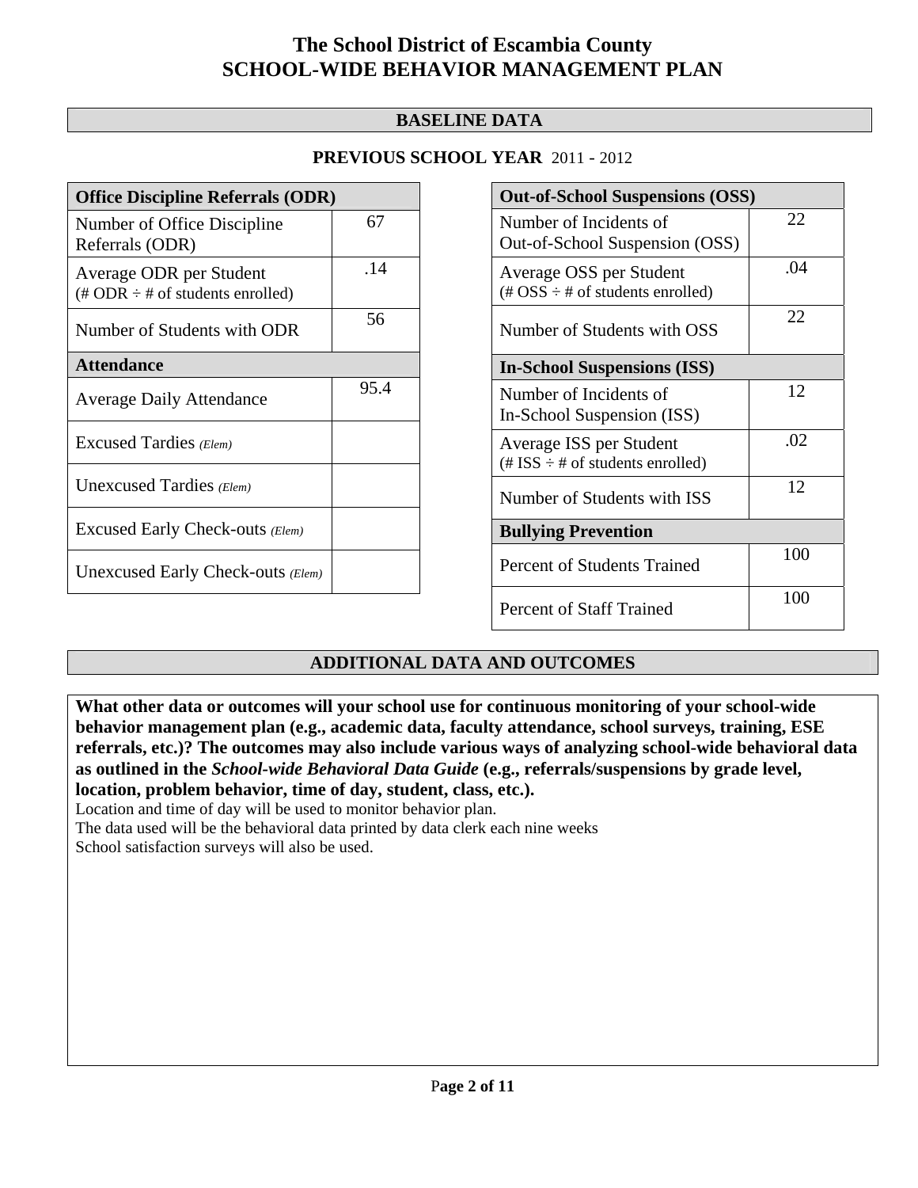# The School District of Escambia County
# SCHOOL-WIDE BEHAVIOR MANAGEMENT PLAN

## BASELINE DATA

### PREVIOUS SCHOOL YEAR 2011 - 2012

| Office Discipline Referrals (ODR) | |
|---|---|
| Number of Office Discipline Referrals (ODR) | 67 |
| Average ODR per Student (# ODR ÷ # of students enrolled) | .14 |
| Number of Students with ODR | 56 |
| **Attendance** | |
| Average Daily Attendance | 95.4 |
| Excused Tardies *(Elem)* | |
| Unexcused Tardies *(Elem)* | |
| Excused Early Check-outs *(Elem)* | |
| Unexcused Early Check-outs *(Elem)* | |

| Out-of-School Suspensions (OSS) | |
|---|---|
| Number of Incidents of Out-of-School Suspension (OSS) | 22 |
| Average OSS per Student (# OSS ÷ # of students enrolled) | .04 |
| Number of Students with OSS | 22 |
| **In-School Suspensions (ISS)** | |
| Number of Incidents of In-School Suspension (ISS) | 12 |
| Average ISS per Student (# ISS ÷ # of students enrolled) | .02 |
| Number of Students with ISS | 12 |
| **Bullying Prevention** | |
| Percent of Students Trained | 100 |
| Percent of Staff Trained | 100 |

## ADDITIONAL DATA AND OUTCOMES

**What other data or outcomes will your school use for continuous monitoring of your school-wide behavior management plan (e.g., academic data, faculty attendance, school surveys, training, ESE referrals, etc.)? The outcomes may also include various ways of analyzing school-wide behavioral data as outlined in the *School-wide Behavioral Data Guide* (e.g., referrals/suspensions by grade level, location, problem behavior, time of day, student, class, etc.).**

Location and time of day will be used to monitor behavior plan.
The data used will be the behavioral data printed by data clerk each nine weeks
School satisfaction surveys will also be used.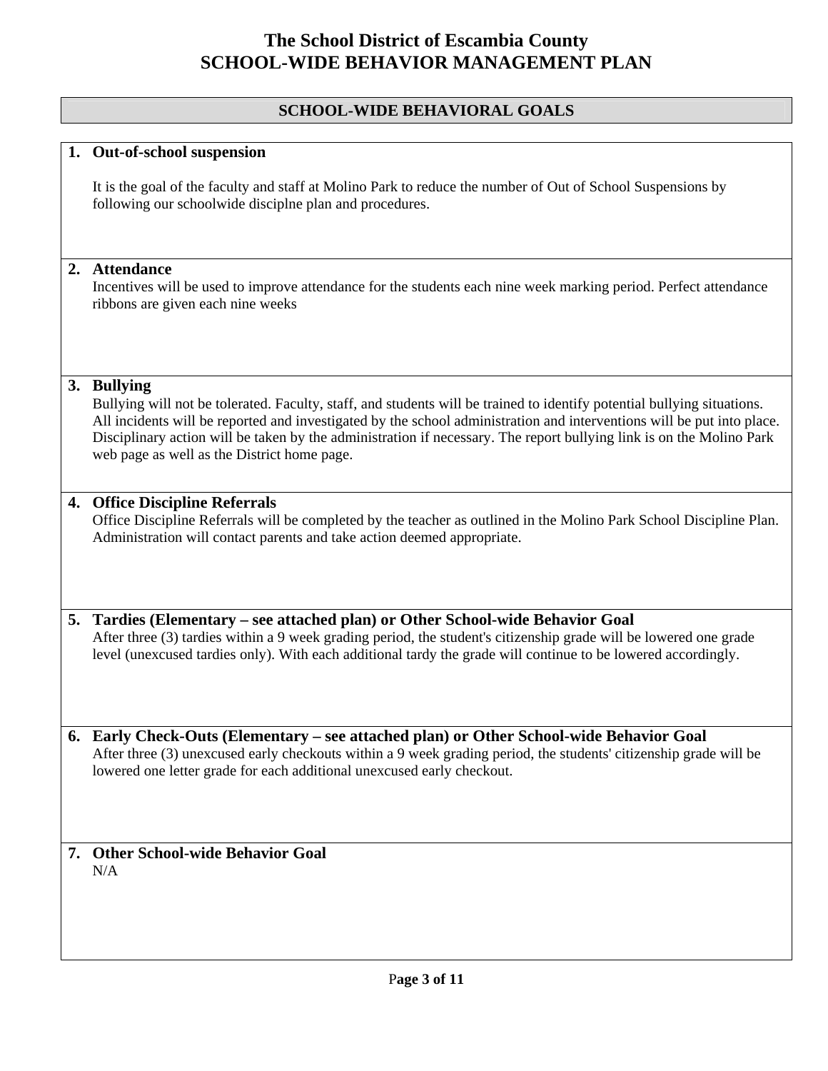# The School District of Escambia County
# SCHOOL-WIDE BEHAVIOR MANAGEMENT PLAN

## SCHOOL-WIDE BEHAVIORAL GOALS

**1. Out-of-school suspension**

It is the goal of the faculty and staff at Molino Park to reduce the number of Out of School Suspensions by following our schoolwide disciplne plan and procedures.

**2. Attendance**

Incentives will be used to improve attendance for the students each nine week marking period. Perfect attendance ribbons are given each nine weeks

**3. Bullying**

Bullying will not be tolerated. Faculty, staff, and students will be trained to identify potential bullying situations. All incidents will be reported and investigated by the school administration and interventions will be put into place. Disciplinary action will be taken by the administration if necessary. The report bullying link is on the Molino Park web page as well as the District home page.

**4. Office Discipline Referrals**

Office Discipline Referrals will be completed by the teacher as outlined in the Molino Park School Discipline Plan. Administration will contact parents and take action deemed appropriate.

**5. Tardies (Elementary – see attached plan) or Other School-wide Behavior Goal**

After three (3) tardies within a 9 week grading period, the student's citizenship grade will be lowered one grade level (unexcused tardies only). With each additional tardy the grade will continue to be lowered accordingly.

**6. Early Check-Outs (Elementary – see attached plan) or Other School-wide Behavior Goal**

After three (3) unexcused early checkouts within a 9 week grading period, the students' citizenship grade will be lowered one letter grade for each additional unexcused early checkout.

**7. Other School-wide Behavior Goal**

N/A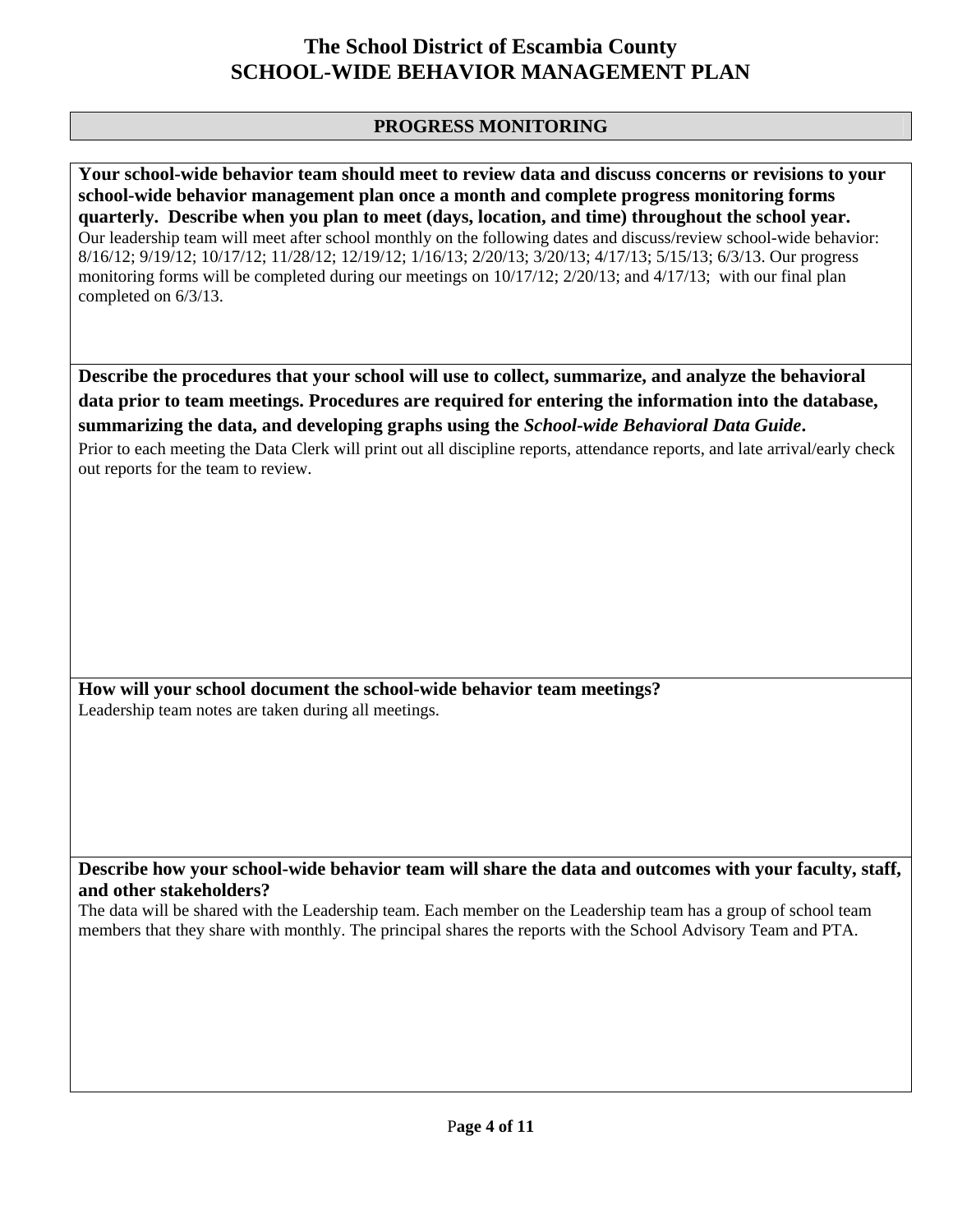# The School District of Escambia County
# SCHOOL-WIDE BEHAVIOR MANAGEMENT PLAN

## PROGRESS MONITORING

**Your school-wide behavior team should meet to review data and discuss concerns or revisions to your school-wide behavior management plan once a month and complete progress monitoring forms quarterly. Describe when you plan to meet (days, location, and time) throughout the school year.**

Our leadership team will meet after school monthly on the following dates and discuss/review school-wide behavior: 8/16/12; 9/19/12; 10/17/12; 11/28/12; 12/19/12; 1/16/13; 2/20/13; 3/20/13; 4/17/13; 5/15/13; 6/3/13. Our progress monitoring forms will be completed during our meetings on 10/17/12; 2/20/13; and 4/17/13; with our final plan completed on 6/3/13.

**Describe the procedures that your school will use to collect, summarize, and analyze the behavioral data prior to team meetings. Procedures are required for entering the information into the database, summarizing the data, and developing graphs using the *School-wide Behavioral Data Guide*.**

Prior to each meeting the Data Clerk will print out all discipline reports, attendance reports, and late arrival/early check out reports for the team to review.

**How will your school document the school-wide behavior team meetings?**

Leadership team notes are taken during all meetings.

**Describe how your school-wide behavior team will share the data and outcomes with your faculty, staff, and other stakeholders?**

The data will be shared with the Leadership team. Each member on the Leadership team has a group of school team members that they share with monthly. The principal shares the reports with the School Advisory Team and PTA.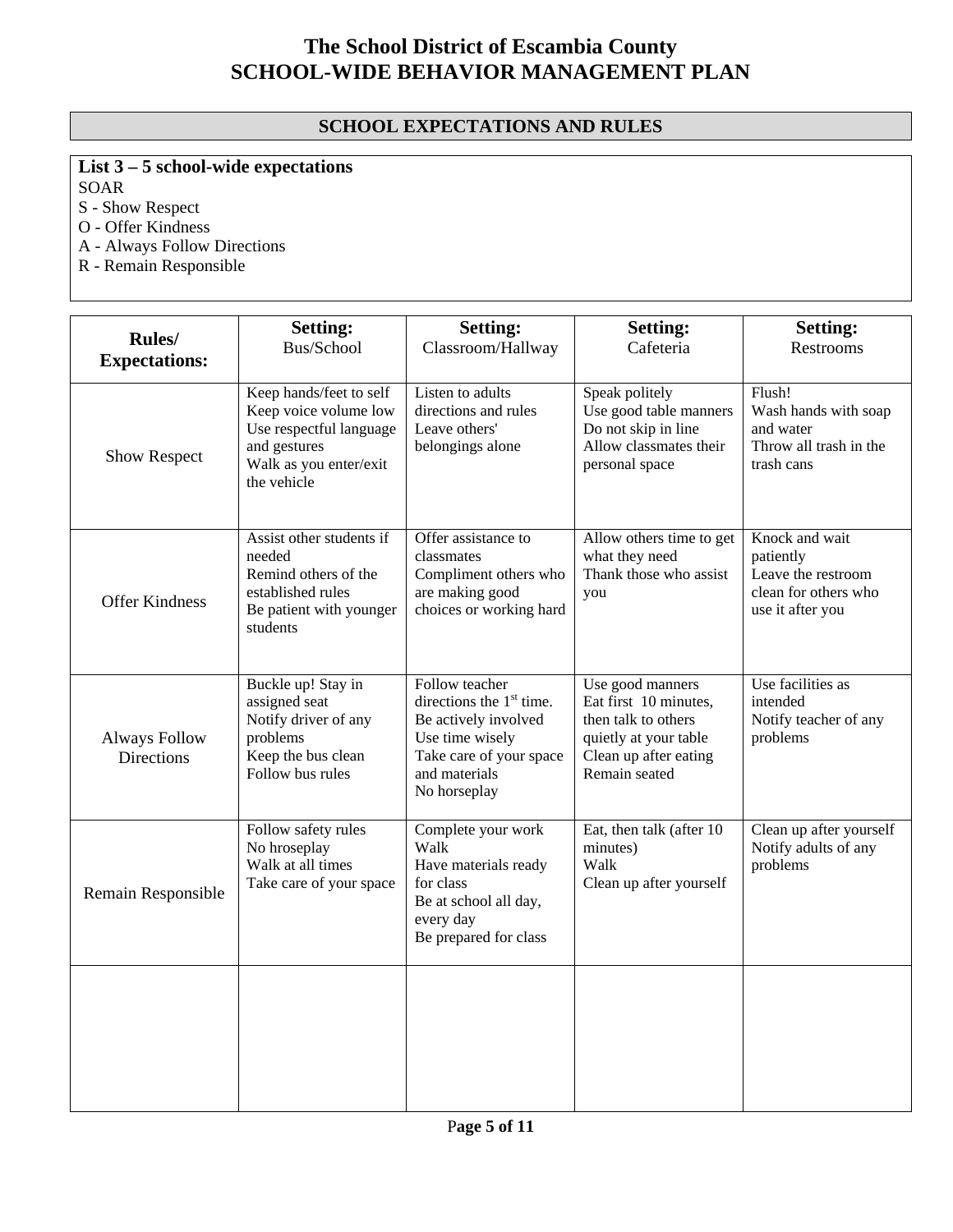# The School District of Escambia County
# SCHOOL-WIDE BEHAVIOR MANAGEMENT PLAN

## SCHOOL EXPECTATIONS AND RULES

**List 3 – 5 school-wide expectations**

SOAR

S - Show Respect

O - Offer Kindness

A - Always Follow Directions

R - Remain Responsible

| Rules/ Expectations: | Setting: Bus/School | Setting: Classroom/Hallway | Setting: Cafeteria | Setting: Restrooms |
|---|---|---|---|---|
| Show Respect | Keep hands/feet to self<br>Keep voice volume low<br>Use respectful language and gestures<br>Walk as you enter/exit the vehicle | Listen to adults directions and rules<br>Leave others' belongings alone | Speak politely<br>Use good table manners<br>Do not skip in line<br>Allow classmates their personal space | Flush!<br>Wash hands with soap and water<br>Throw all trash in the trash cans |
| Offer Kindness | Assist other students if needed<br>Remind others of the established rules<br>Be patient with younger students | Offer assistance to classmates<br>Compliment others who are making good choices or working hard | Allow others time to get what they need<br>Thank those who assist you | Knock and wait patiently<br>Leave the restroom clean for others who use it after you |
| Always Follow Directions | Buckle up! Stay in assigned seat<br>Notify driver of any problems<br>Keep the bus clean<br>Follow bus rules | Follow teacher directions the 1st time.<br>Be actively involved<br>Use time wisely<br>Take care of your space and materials<br>No horseplay | Use good manners<br>Eat first 10 minutes, then talk to others quietly at your table<br>Clean up after eating<br>Remain seated | Use facilities as intended<br>Notify teacher of any problems |
| Remain Responsible | Follow safety rules<br>No hroseplay<br>Walk at all times<br>Take care of your space | Complete your work<br>Walk<br>Have materials ready for class<br>Be at school all day, every day<br>Be prepared for class | Eat, then talk (after 10 minutes)<br>Walk<br>Clean up after yourself | Clean up after yourself<br>Notify adults of any problems |
| | | | | |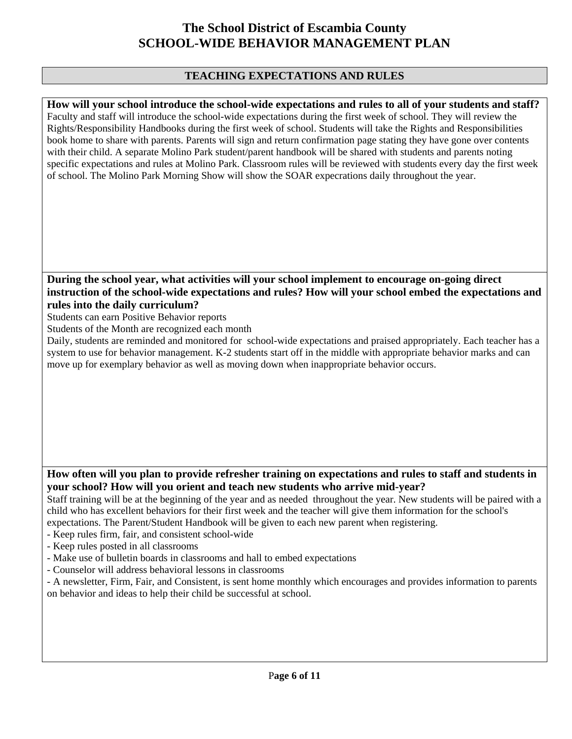# The School District of Escambia County
# SCHOOL-WIDE BEHAVIOR MANAGEMENT PLAN

## TEACHING EXPECTATIONS AND RULES

**How will your school introduce the school-wide expectations and rules to all of your students and staff?**

Faculty and staff will introduce the school-wide expectations during the first week of school. They will review the Rights/Responsibility Handbooks during the first week of school. Students will take the Rights and Responsibilities book home to share with parents. Parents will sign and return confirmation page stating they have gone over contents with their child. A separate Molino Park student/parent handbook will be shared with students and parents noting specific expectations and rules at Molino Park. Classroom rules will be reviewed with students every day the first week of school. The Molino Park Morning Show will show the SOAR expecrations daily throughout the year.

**During the school year, what activities will your school implement to encourage on-going direct instruction of the school-wide expectations and rules? How will your school embed the expectations and rules into the daily curriculum?**

Students can earn Positive Behavior reports

Students of the Month are recognized each month

Daily, students are reminded and monitored for school-wide expectations and praised appropriately. Each teacher has a system to use for behavior management. K-2 students start off in the middle with appropriate behavior marks and can move up for exemplary behavior as well as moving down when inappropriate behavior occurs.

**How often will you plan to provide refresher training on expectations and rules to staff and students in your school? How will you orient and teach new students who arrive mid-year?**

Staff training will be at the beginning of the year and as needed throughout the year. New students will be paired with a child who has excellent behaviors for their first week and the teacher will give them information for the school's expectations. The Parent/Student Handbook will be given to each new parent when registering.

- Keep rules firm, fair, and consistent school-wide
- Keep rules posted in all classrooms
- Make use of bulletin boards in classrooms and hall to embed expectations
- Counselor will address behavioral lessons in classrooms
- A newsletter, Firm, Fair, and Consistent, is sent home monthly which encourages and provides information to parents on behavior and ideas to help their child be successful at school.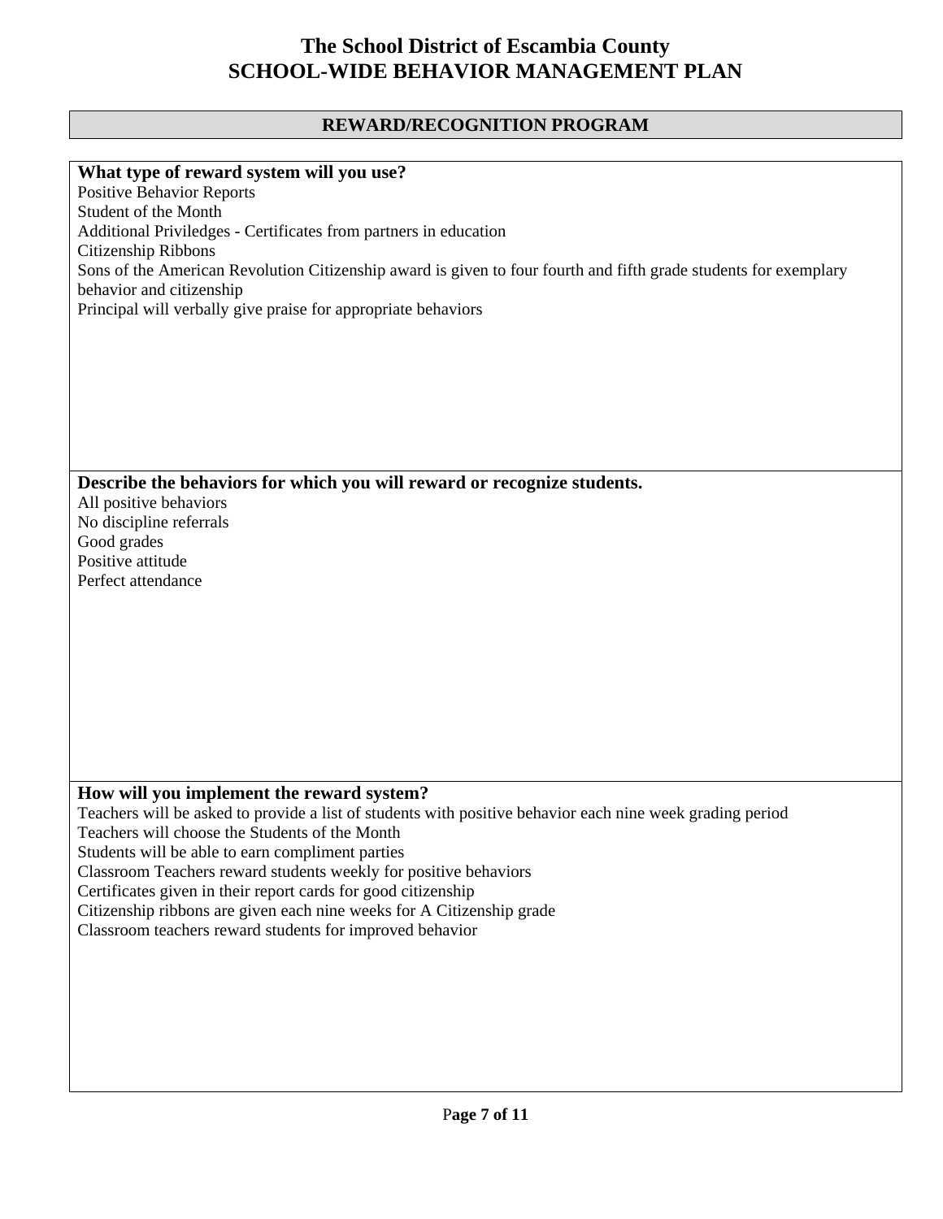# The School District of Escambia County
# SCHOOL-WIDE BEHAVIOR MANAGEMENT PLAN

## REWARD/RECOGNITION PROGRAM

**What type of reward system will you use?**

Positive Behavior Reports
Student of the Month
Additional Priviledges - Certificates from partners in education
Citizenship Ribbons
Sons of the American Revolution Citizenship award is given to four fourth and fifth grade students for exemplary behavior and citizenship
Principal will verbally give praise for appropriate behaviors

**Describe the behaviors for which you will reward or recognize students.**

All positive behaviors
No discipline referrals
Good grades
Positive attitude
Perfect attendance

**How will you implement the reward system?**

Teachers will be asked to provide a list of students with positive behavior each nine week grading period
Teachers will choose the Students of the Month
Students will be able to earn compliment parties
Classroom Teachers reward students weekly for positive behaviors
Certificates given in their report cards for good citizenship
Citizenship ribbons are given each nine weeks for A Citizenship grade
Classroom teachers reward students for improved behavior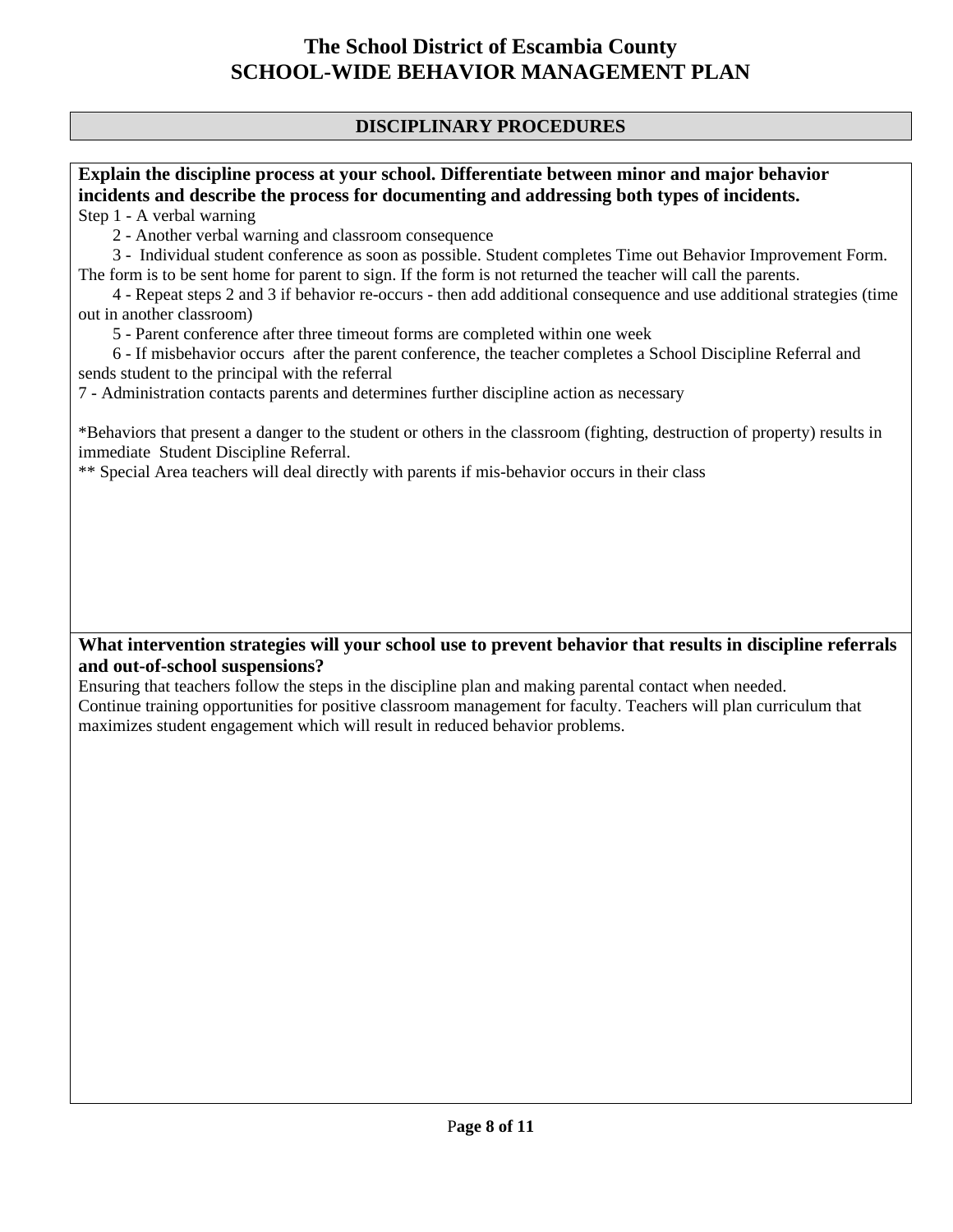# The School District of Escambia County
# SCHOOL-WIDE BEHAVIOR MANAGEMENT PLAN

## DISCIPLINARY PROCEDURES

**Explain the discipline process at your school. Differentiate between minor and major behavior incidents and describe the process for documenting and addressing both types of incidents.**

Step 1 - A verbal warning

2 - Another verbal warning and classroom consequence

3 - Individual student conference as soon as possible. Student completes Time out Behavior Improvement Form. The form is to be sent home for parent to sign. If the form is not returned the teacher will call the parents.

4 - Repeat steps 2 and 3 if behavior re-occurs - then add additional consequence and use additional strategies (time out in another classroom)

5 - Parent conference after three timeout forms are completed within one week

6 - If misbehavior occurs after the parent conference, the teacher completes a School Discipline Referral and sends student to the principal with the referral

7 - Administration contacts parents and determines further discipline action as necessary

*Behaviors that present a danger to the student or others in the classroom (fighting, destruction of property) results in immediate Student Discipline Referral.

** Special Area teachers will deal directly with parents if mis-behavior occurs in their class

**What intervention strategies will your school use to prevent behavior that results in discipline referrals and out-of-school suspensions?**

Ensuring that teachers follow the steps in the discipline plan and making parental contact when needed.
Continue training opportunities for positive classroom management for faculty. Teachers will plan curriculum that maximizes student engagement which will result in reduced behavior problems.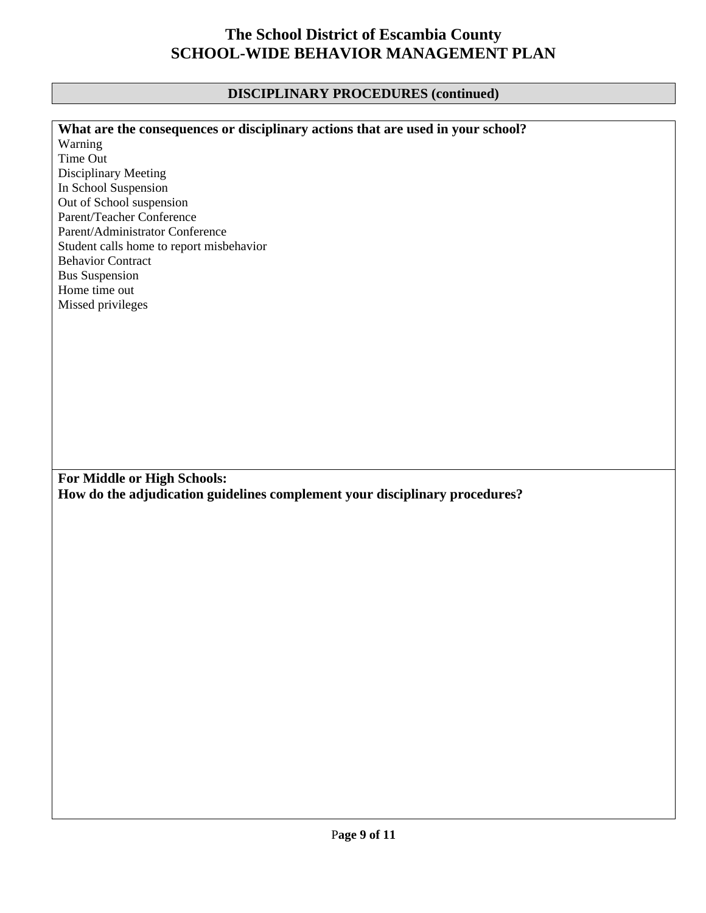# The School District of Escambia County
# SCHOOL-WIDE BEHAVIOR MANAGEMENT PLAN

## DISCIPLINARY PROCEDURES (continued)

**What are the consequences or disciplinary actions that are used in your school?**

Warning
Time Out
Disciplinary Meeting
In School Suspension
Out of School suspension
Parent/Teacher Conference
Parent/Administrator Conference
Student calls home to report misbehavior
Behavior Contract
Bus Suspension
Home time out
Missed privileges

**For Middle or High Schools:**
**How do the adjudication guidelines complement your disciplinary procedures?**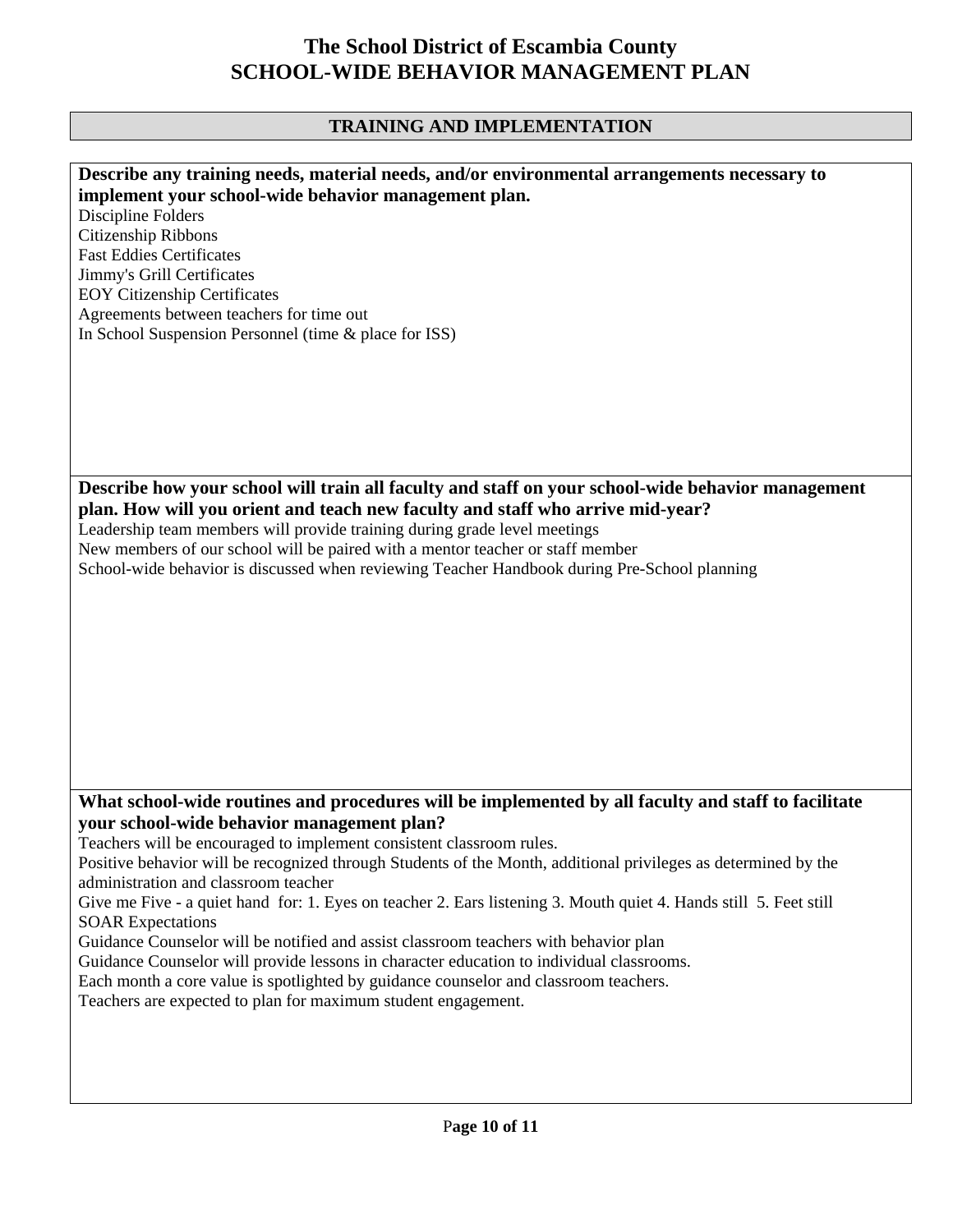# The School District of Escambia County
# SCHOOL-WIDE BEHAVIOR MANAGEMENT PLAN

## TRAINING AND IMPLEMENTATION

**Describe any training needs, material needs, and/or environmental arrangements necessary to implement your school-wide behavior management plan.**

Discipline Folders
Citizenship Ribbons
Fast Eddies Certificates
Jimmy's Grill Certificates
EOY Citizenship Certificates
Agreements between teachers for time out
In School Suspension Personnel (time & place for ISS)

**Describe how your school will train all faculty and staff on your school-wide behavior management plan. How will you orient and teach new faculty and staff who arrive mid-year?**

Leadership team members will provide training during grade level meetings
New members of our school will be paired with a mentor teacher or staff member
School-wide behavior is discussed when reviewing Teacher Handbook during Pre-School planning

**What school-wide routines and procedures will be implemented by all faculty and staff to facilitate your school-wide behavior management plan?**

Teachers will be encouraged to implement consistent classroom rules.
Positive behavior will be recognized through Students of the Month, additional privileges as determined by the administration and classroom teacher
Give me Five - a quiet hand for: 1. Eyes on teacher 2. Ears listening 3. Mouth quiet 4. Hands still 5. Feet still
SOAR Expectations
Guidance Counselor will be notified and assist classroom teachers with behavior plan
Guidance Counselor will provide lessons in character education to individual classrooms.
Each month a core value is spotlighted by guidance counselor and classroom teachers.
Teachers are expected to plan for maximum student engagement.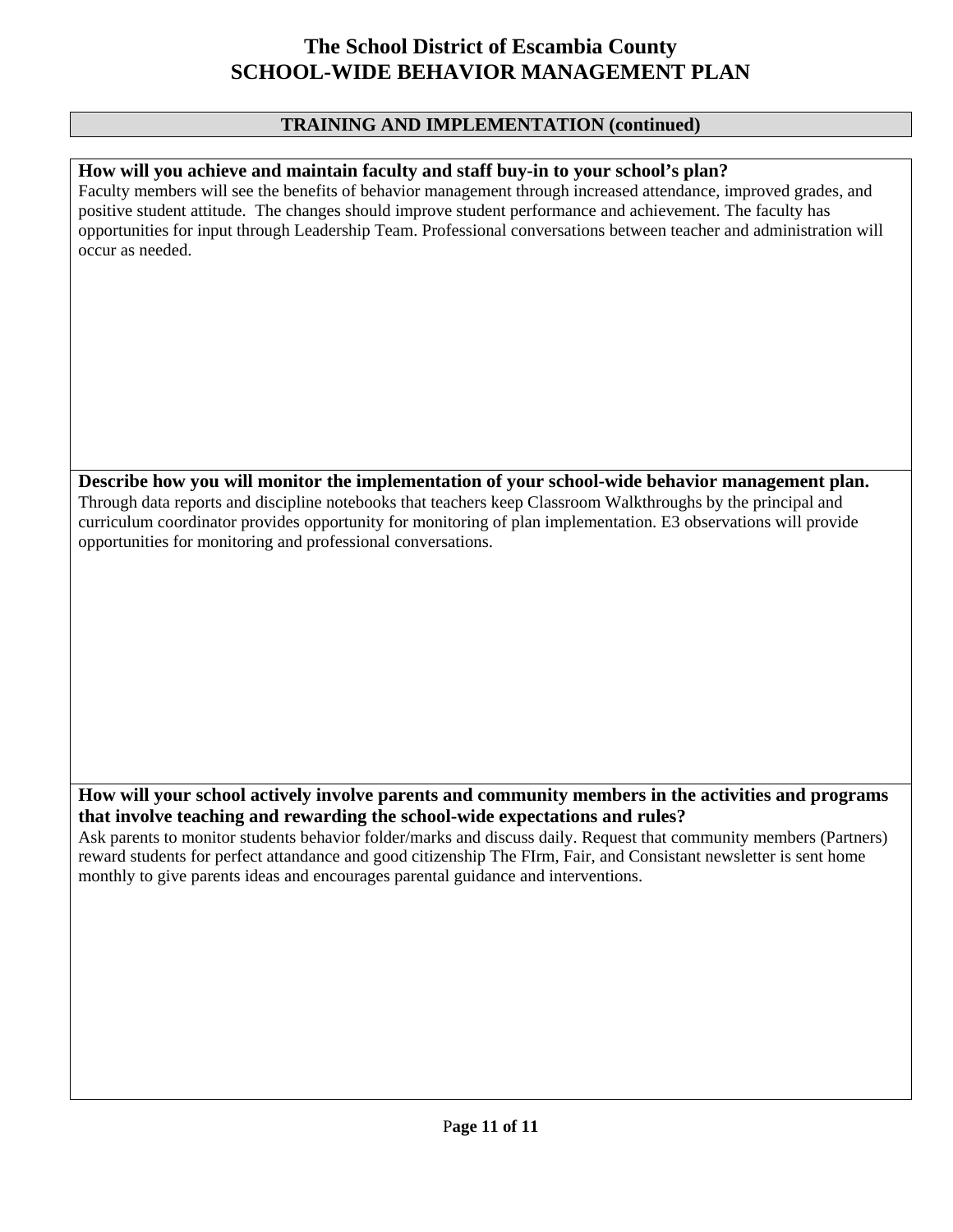# The School District of Escambia County
# SCHOOL-WIDE BEHAVIOR MANAGEMENT PLAN

## TRAINING AND IMPLEMENTATION (continued)

**How will you achieve and maintain faculty and staff buy-in to your school's plan?**

Faculty members will see the benefits of behavior management through increased attendance, improved grades, and positive student attitude. The changes should improve student performance and achievement. The faculty has opportunities for input through Leadership Team. Professional conversations between teacher and administration will occur as needed.

**Describe how you will monitor the implementation of your school-wide behavior management plan.**

Through data reports and discipline notebooks that teachers keep Classroom Walkthroughs by the principal and curriculum coordinator provides opportunity for monitoring of plan implementation. E3 observations will provide opportunities for monitoring and professional conversations.

**How will your school actively involve parents and community members in the activities and programs that involve teaching and rewarding the school-wide expectations and rules?**

Ask parents to monitor students behavior folder/marks and discuss daily. Request that community members (Partners) reward students for perfect attandance and good citizenship The FIrm, Fair, and Consistant newsletter is sent home monthly to give parents ideas and encourages parental guidance and interventions.